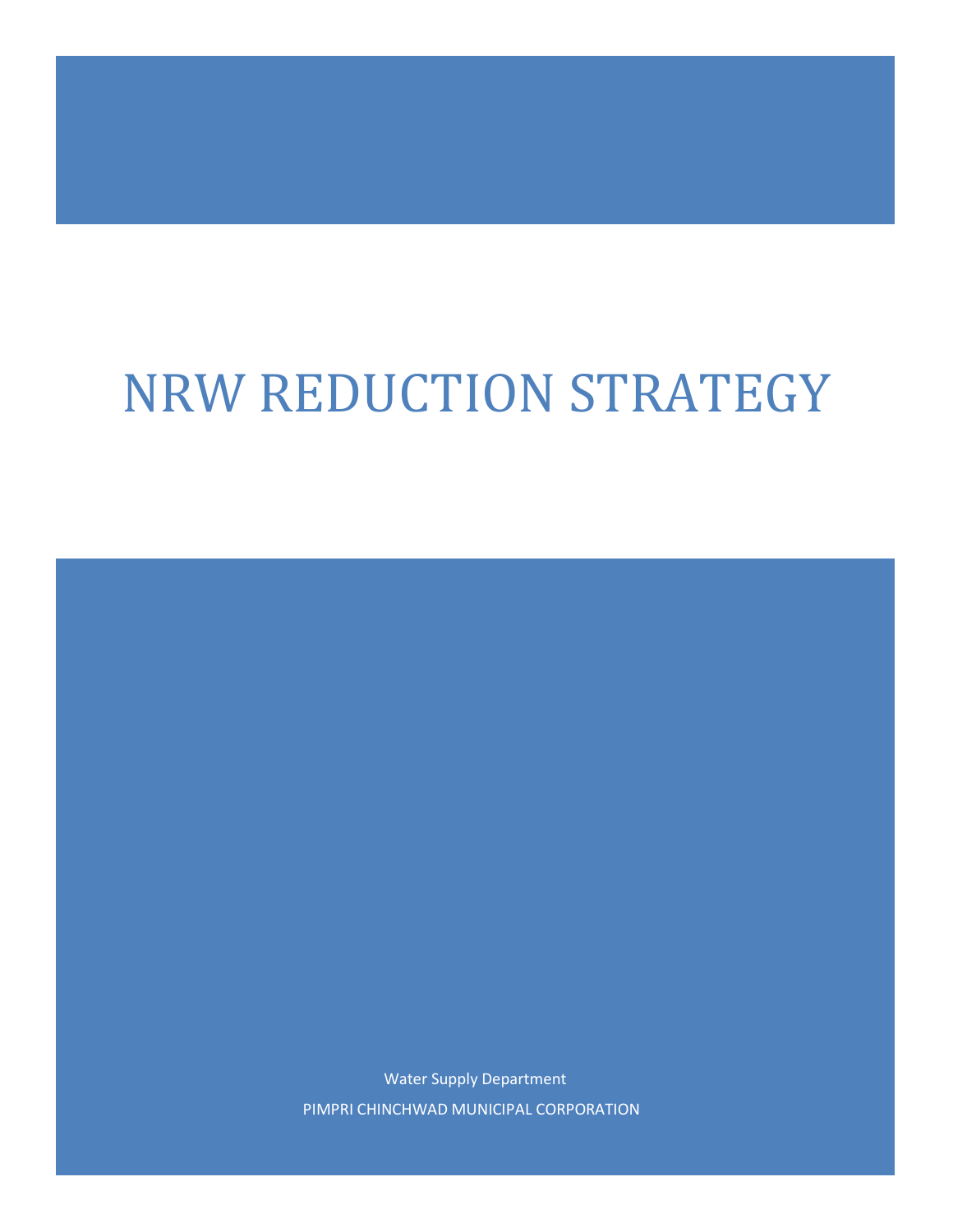# NRW REDUCTION STRATEGY

Water Supply Department

PIMPRI CHINCHWAD MUNICIPAL CORPORATION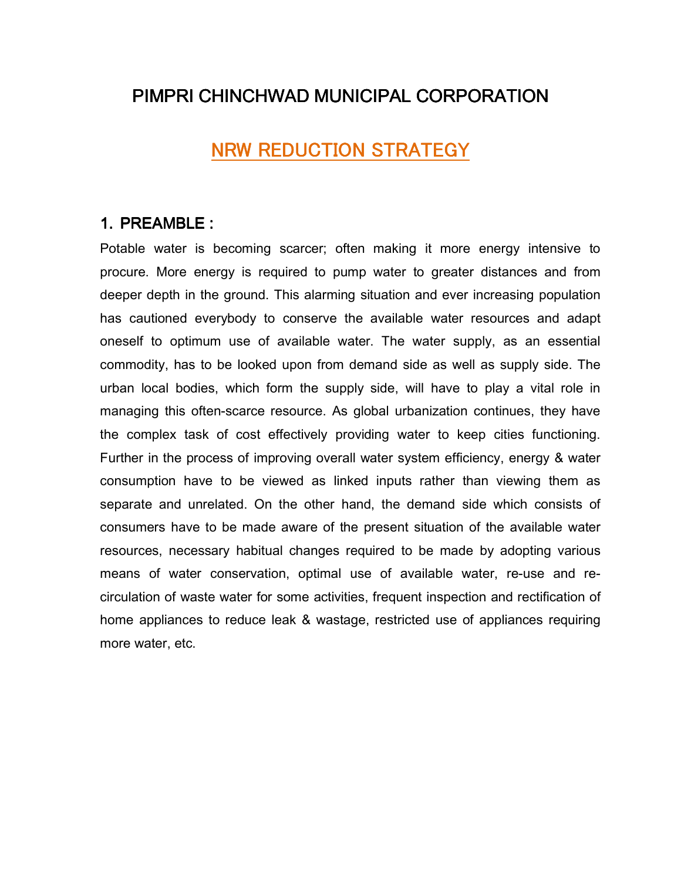# PIMPRI CHINCHWAD MUNICIPAL CORPORATION

## NRW REDUCTION STRATEGY

### 1. PREAMBLE :

Potable water is becoming scarcer; often making it more energy intensive to procure. More energy is required to pump water to greater distances and from deeper depth in the ground. This alarming situation and ever increasing population has cautioned everybody to conserve the available water resources and adapt oneself to optimum use of available water. The water supply, as an essential commodity, has to be looked upon from demand side as well as supply side. The urban local bodies, which form the supply side, will have to play a vital role in managing this often-scarce resource. As global urbanization continues, they have the complex task of cost effectively providing water to keep cities functioning. Further in the process of improving overall water system efficiency, energy & water consumption have to be viewed as linked inputs rather than viewing them as separate and unrelated. On the other hand, the demand side which consists of consumers have to be made aware of the present situation of the available water resources, necessary habitual changes required to be made by adopting various means of water conservation, optimal use of available water, re-use and re-circulation of waste water for some activities, frequent inspection and rectification of home appliances to reduce leak & wastage, restricted use of appliances requiring more water, etc.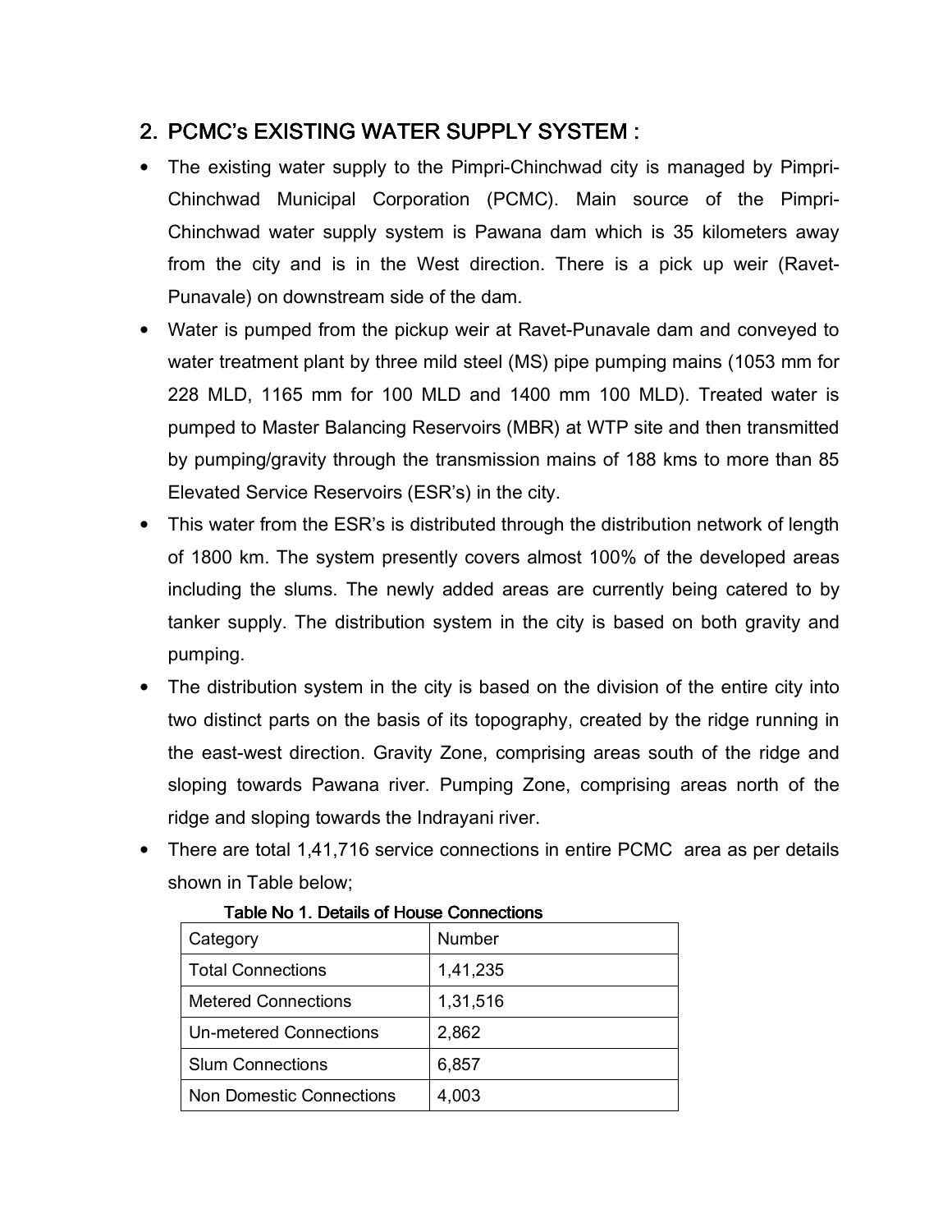## 2. PCMC's EXISTING WATER SUPPLY SYSTEM :

- The existing water supply to the Pimpri-Chinchwad city is managed by Pimpri-Chinchwad Municipal Corporation (PCMC). Main source of the Pimpri-Chinchwad water supply system is Pawana dam which is 35 kilometers away from the city and is in the West direction. There is a pick up weir (Ravet-Punavale) on downstream side of the dam.
- Water is pumped from the pickup weir at Ravet-Punavale dam and conveyed to water treatment plant by three mild steel (MS) pipe pumping mains (1053 mm for 228 MLD, 1165 mm for 100 MLD and 1400 mm 100 MLD). Treated water is pumped to Master Balancing Reservoirs (MBR) at WTP site and then transmitted by pumping/gravity through the transmission mains of 188 kms to more than 85 Elevated Service Reservoirs (ESR's) in the city.
- This water from the ESR's is distributed through the distribution network of length of 1800 km. The system presently covers almost 100% of the developed areas including the slums. The newly added areas are currently being catered to by tanker supply. The distribution system in the city is based on both gravity and pumping.
- The distribution system in the city is based on the division of the entire city into two distinct parts on the basis of its topography, created by the ridge running in the east-west direction. Gravity Zone, comprising areas south of the ridge and sloping towards Pawana river. Pumping Zone, comprising areas north of the ridge and sloping towards the Indrayani river.
- There are total 1,41,716 service connections in entire PCMC area as per details shown in Table below;

Table No 1. Details of House Connections

| Category | Number |
|---|---|
| Total Connections | 1,41,235 |
| Metered Connections | 1,31,516 |
| Un-metered Connections | 2,862 |
| Slum Connections | 6,857 |
| Non Domestic Connections | 4,003 |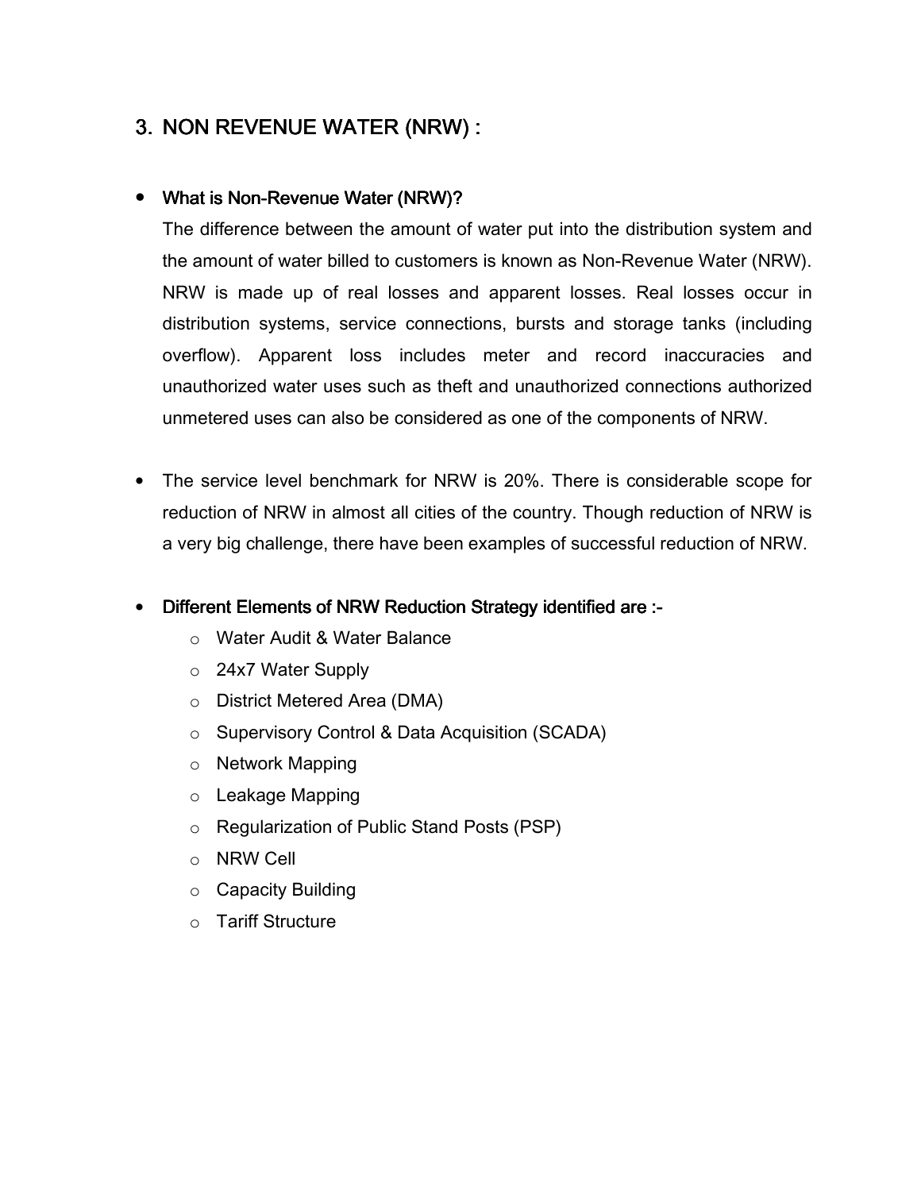## 3. NON REVENUE WATER (NRW) :

- **What is Non-Revenue Water (NRW)?**

  The difference between the amount of water put into the distribution system and the amount of water billed to customers is known as Non-Revenue Water (NRW). NRW is made up of real losses and apparent losses. Real losses occur in distribution systems, service connections, bursts and storage tanks (including overflow). Apparent loss includes meter and record inaccuracies and unauthorized water uses such as theft and unauthorized connections authorized unmetered uses can also be considered as one of the components of NRW.

- The service level benchmark for NRW is 20%. There is considerable scope for reduction of NRW in almost all cities of the country. Though reduction of NRW is a very big challenge, there have been examples of successful reduction of NRW.

- **Different Elements of NRW Reduction Strategy identified are :-**
  - Water Audit & Water Balance
  - 24x7 Water Supply
  - District Metered Area (DMA)
  - Supervisory Control & Data Acquisition (SCADA)
  - Network Mapping
  - Leakage Mapping
  - Regularization of Public Stand Posts (PSP)
  - NRW Cell
  - Capacity Building
  - Tariff Structure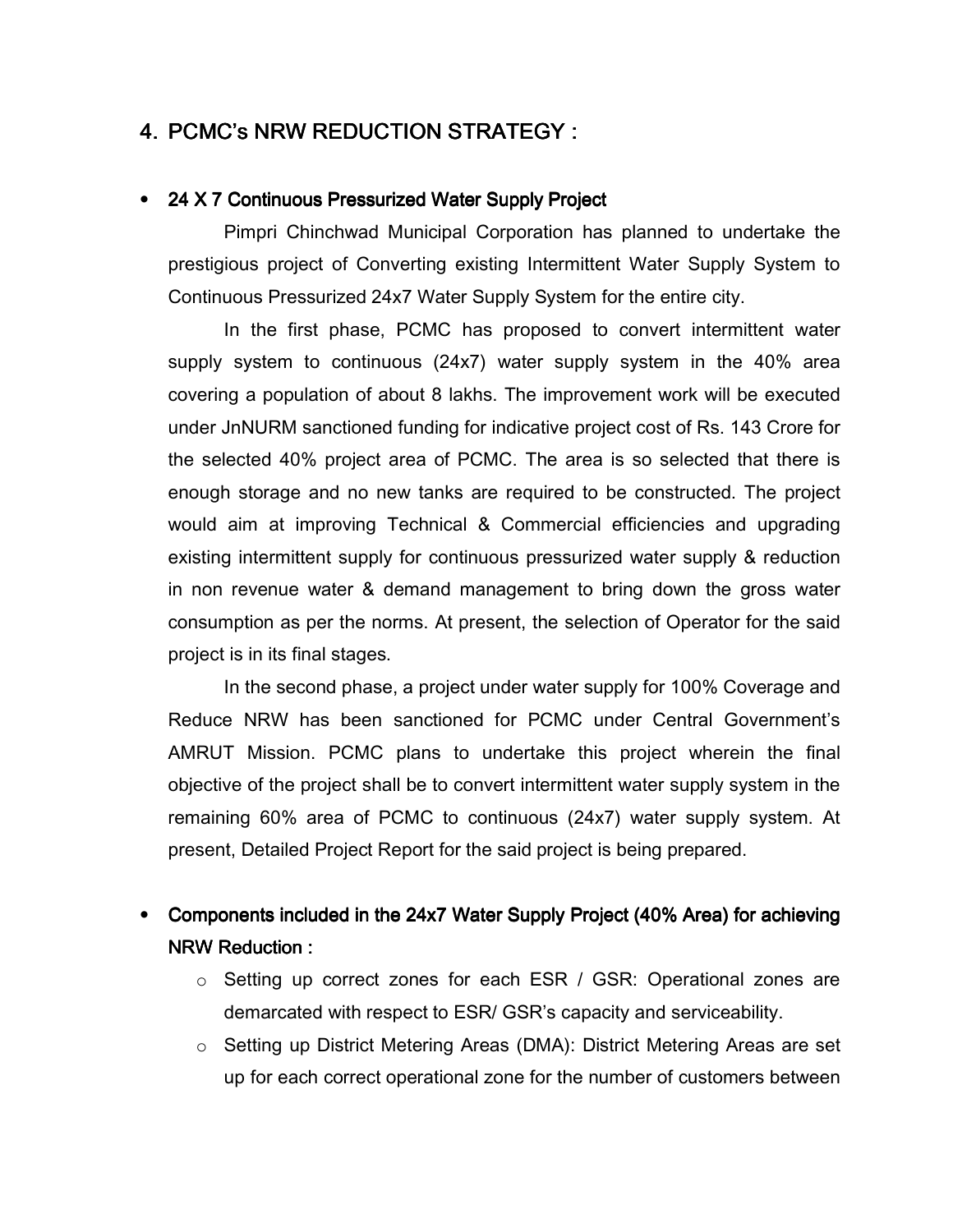## 4. PCMC's NRW REDUCTION STRATEGY :

- **24 X 7 Continuous Pressurized Water Supply Project**

  Pimpri Chinchwad Municipal Corporation has planned to undertake the prestigious project of Converting existing Intermittent Water Supply System to Continuous Pressurized 24x7 Water Supply System for the entire city.

  In the first phase, PCMC has proposed to convert intermittent water supply system to continuous (24x7) water supply system in the 40% area covering a population of about 8 lakhs. The improvement work will be executed under JnNURM sanctioned funding for indicative project cost of Rs. 143 Crore for the selected 40% project area of PCMC. The area is so selected that there is enough storage and no new tanks are required to be constructed. The project would aim at improving Technical & Commercial efficiencies and upgrading existing intermittent supply for continuous pressurized water supply & reduction in non revenue water & demand management to bring down the gross water consumption as per the norms. At present, the selection of Operator for the said project is in its final stages.

  In the second phase, a project under water supply for 100% Coverage and Reduce NRW has been sanctioned for PCMC under Central Government's AMRUT Mission. PCMC plans to undertake this project wherein the final objective of the project shall be to convert intermittent water supply system in the remaining 60% area of PCMC to continuous (24x7) water supply system. At present, Detailed Project Report for the said project is being prepared.

- **Components included in the 24x7 Water Supply Project (40% Area) for achieving NRW Reduction :**
  - Setting up correct zones for each ESR / GSR: Operational zones are demarcated with respect to ESR/ GSR's capacity and serviceability.
  - Setting up District Metering Areas (DMA): District Metering Areas are set up for each correct operational zone for the number of customers between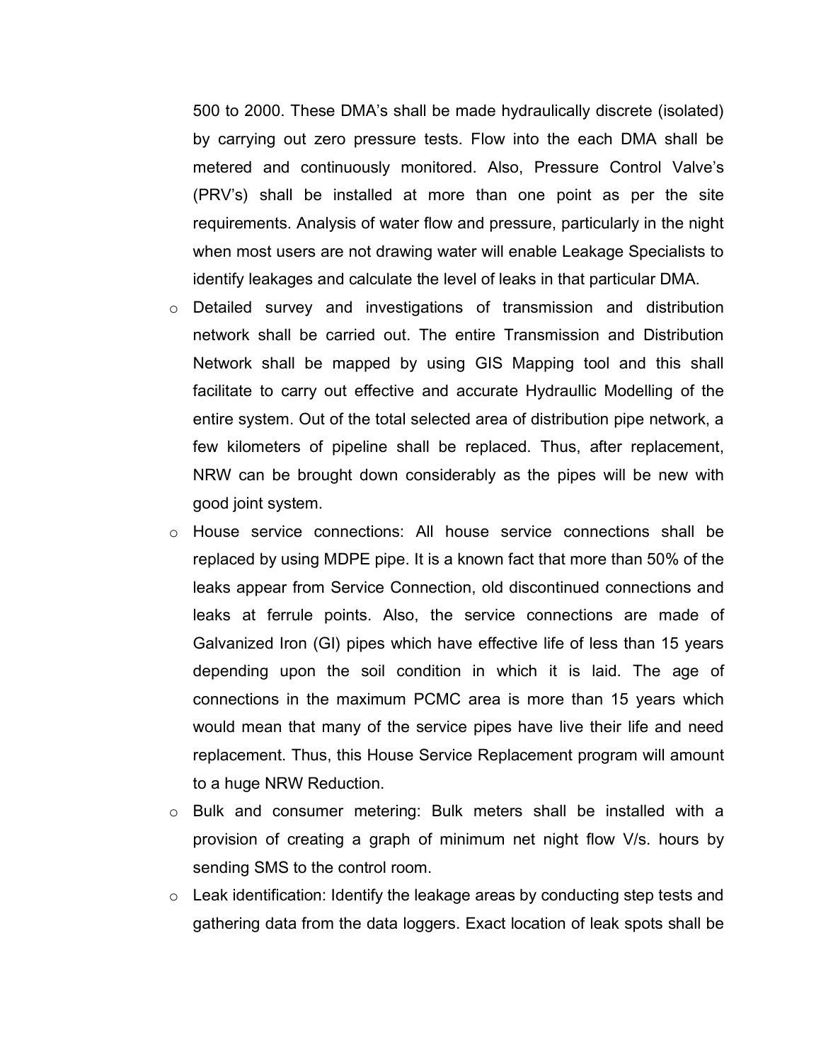500 to 2000. These DMA's shall be made hydraulically discrete (isolated) by carrying out zero pressure tests. Flow into the each DMA shall be metered and continuously monitored. Also, Pressure Control Valve's (PRV's) shall be installed at more than one point as per the site requirements. Analysis of water flow and pressure, particularly in the night when most users are not drawing water will enable Leakage Specialists to identify leakages and calculate the level of leaks in that particular DMA.

- Detailed survey and investigations of transmission and distribution network shall be carried out. The entire Transmission and Distribution Network shall be mapped by using GIS Mapping tool and this shall facilitate to carry out effective and accurate Hydraullic Modelling of the entire system. Out of the total selected area of distribution pipe network, a few kilometers of pipeline shall be replaced. Thus, after replacement, NRW can be brought down considerably as the pipes will be new with good joint system.
- House service connections: All house service connections shall be replaced by using MDPE pipe. It is a known fact that more than 50% of the leaks appear from Service Connection, old discontinued connections and leaks at ferrule points. Also, the service connections are made of Galvanized Iron (GI) pipes which have effective life of less than 15 years depending upon the soil condition in which it is laid. The age of connections in the maximum PCMC area is more than 15 years which would mean that many of the service pipes have live their life and need replacement. Thus, this House Service Replacement program will amount to a huge NRW Reduction.
- Bulk and consumer metering: Bulk meters shall be installed with a provision of creating a graph of minimum net night flow V/s. hours by sending SMS to the control room.
- Leak identification: Identify the leakage areas by conducting step tests and gathering data from the data loggers. Exact location of leak spots shall be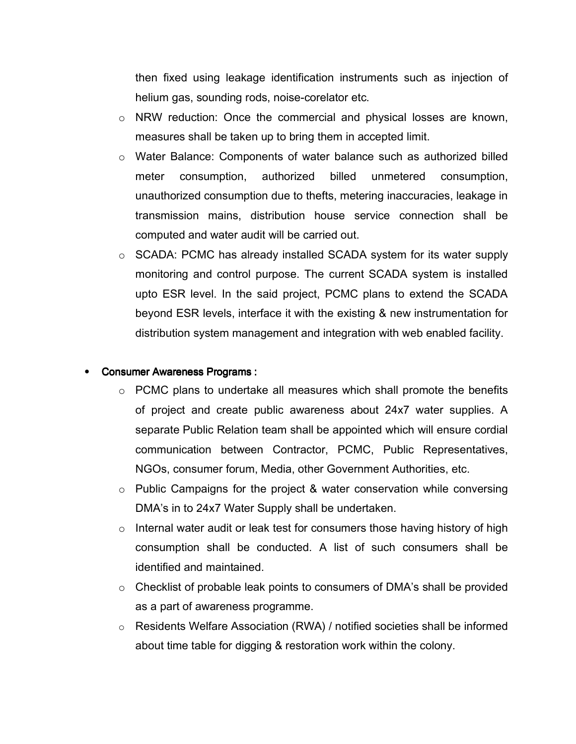then fixed using leakage identification instruments such as injection of helium gas, sounding rods, noise-corelator etc.

  - NRW reduction: Once the commercial and physical losses are known, measures shall be taken up to bring them in accepted limit.
  - Water Balance: Components of water balance such as authorized billed meter consumption, authorized billed unmetered consumption, unauthorized consumption due to thefts, metering inaccuracies, leakage in transmission mains, distribution house service connection shall be computed and water audit will be carried out.
  - SCADA: PCMC has already installed SCADA system for its water supply monitoring and control purpose. The current SCADA system is installed upto ESR level. In the said project, PCMC plans to extend the SCADA beyond ESR levels, interface it with the existing & new instrumentation for distribution system management and integration with web enabled facility.

- **Consumer Awareness Programs :**
  - PCMC plans to undertake all measures which shall promote the benefits of project and create public awareness about 24x7 water supplies. A separate Public Relation team shall be appointed which will ensure cordial communication between Contractor, PCMC, Public Representatives, NGOs, consumer forum, Media, other Government Authorities, etc.
  - Public Campaigns for the project & water conservation while conversing DMA's in to 24x7 Water Supply shall be undertaken.
  - Internal water audit or leak test for consumers those having history of high consumption shall be conducted. A list of such consumers shall be identified and maintained.
  - Checklist of probable leak points to consumers of DMA's shall be provided as a part of awareness programme.
  - Residents Welfare Association (RWA) / notified societies shall be informed about time table for digging & restoration work within the colony.